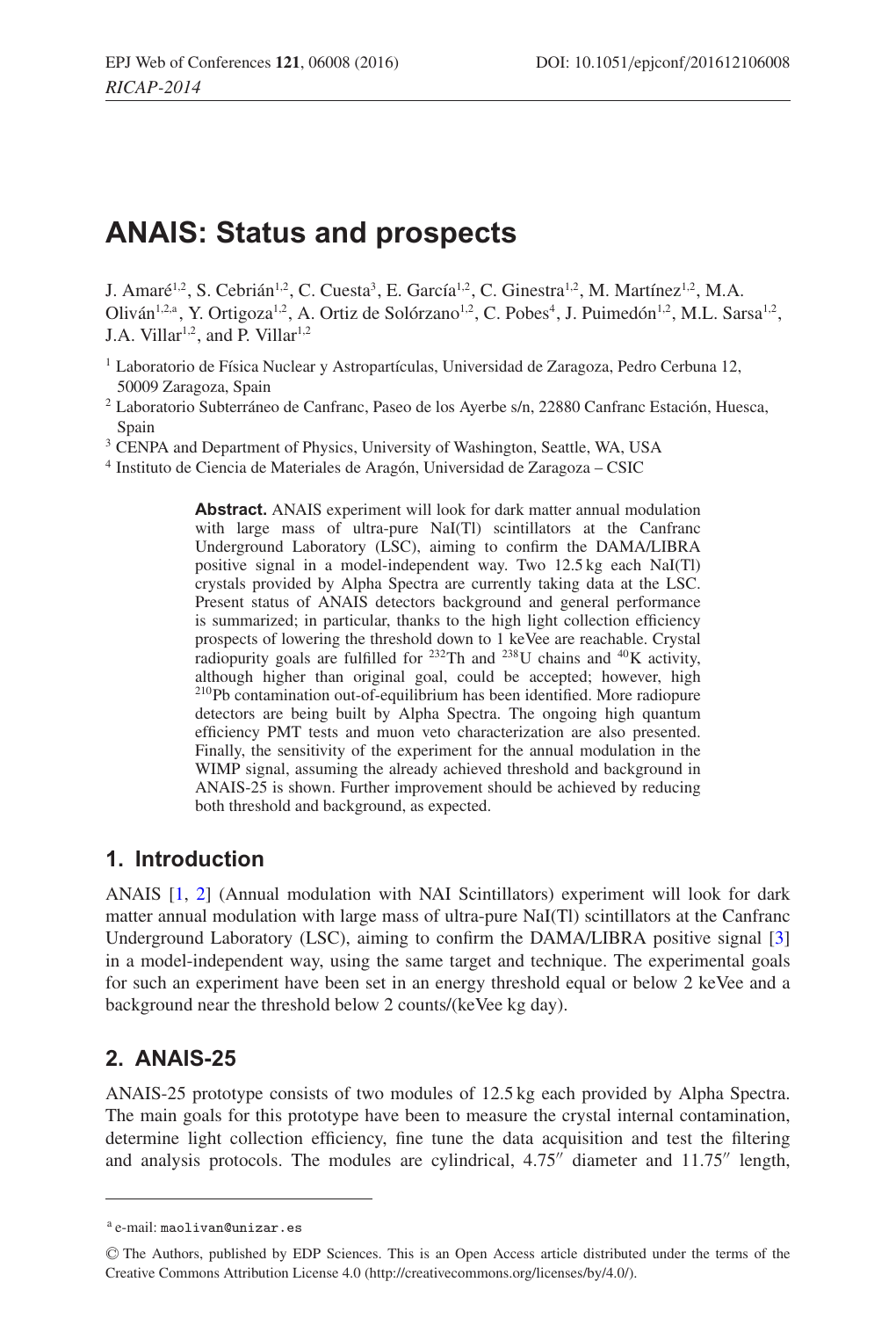# ANAIS: Status and prospects

J. Amaré[1,2], S. Cebrián[1,2], C. Cuesta[3], E. García[1,2], C. Ginestra[1,2], M. Martínez[1,2], M.A. Oliván[1,2,a], Y. Ortigoza[1,2], A. Ortiz de Solórzano[1,2], C. Pobes[4], J. Puimedón[1,2], M.L. Sarsa[1,2], J.A. Villar[1,2], and P. Villar[1,2]

[1] Laboratorio de Física Nuclear y Astropartículas, Universidad de Zaragoza, Pedro Cerbuna 12, 50009 Zaragoza, Spain

[2] Laboratorio Subterráneo de Canfranc, Paseo de los Ayerbe s/n, 22880 Canfranc Estación, Huesca, Spain

[3] CENPA and Department of Physics, University of Washington, Seattle, WA, USA

[4] Instituto de Ciencia de Materiales de Aragón, Universidad de Zaragoza – CSIC

**Abstract.** ANAIS experiment will look for dark matter annual modulation with large mass of ultra-pure NaI(Tl) scintillators at the Canfranc Underground Laboratory (LSC), aiming to confirm the DAMA/LIBRA positive signal in a model-independent way. Two 12.5 kg each NaI(Tl) crystals provided by Alpha Spectra are currently taking data at the LSC. Present status of ANAIS detectors background and general performance is summarized; in particular, thanks to the high light collection efficiency prospects of lowering the threshold down to 1 keVee are reachable. Crystal radiopurity goals are fulfilled for $^{232}$Th and $^{238}$U chains and $^{40}$K activity, although higher than original goal, could be accepted; however, high $^{210}$Pb contamination out-of-equilibrium has been identified. More radiopure detectors are being built by Alpha Spectra. The ongoing high quantum efficiency PMT tests and muon veto characterization are also presented. Finally, the sensitivity of the experiment for the annual modulation in the WIMP signal, assuming the already achieved threshold and background in ANAIS-25 is shown. Further improvement should be achieved by reducing both threshold and background, as expected.

## 1. Introduction

ANAIS [1, 2] (Annual modulation with NAI Scintillators) experiment will look for dark matter annual modulation with large mass of ultra-pure NaI(Tl) scintillators at the Canfranc Underground Laboratory (LSC), aiming to confirm the DAMA/LIBRA positive signal [3] in a model-independent way, using the same target and technique. The experimental goals for such an experiment have been set in an energy threshold equal or below 2 keVee and a background near the threshold below 2 counts/(keVee kg day).

## 2. ANAIS-25

ANAIS-25 prototype consists of two modules of 12.5 kg each provided by Alpha Spectra. The main goals for this prototype have been to measure the crystal internal contamination, determine light collection efficiency, fine tune the data acquisition and test the filtering and analysis protocols. The modules are cylindrical, 4.75″ diameter and 11.75″ length,

[a] e-mail: maolivan@unizar.es

© The Authors, published by EDP Sciences. This is an Open Access article distributed under the terms of the Creative Commons Attribution License 4.0 (http://creativecommons.org/licenses/by/4.0/).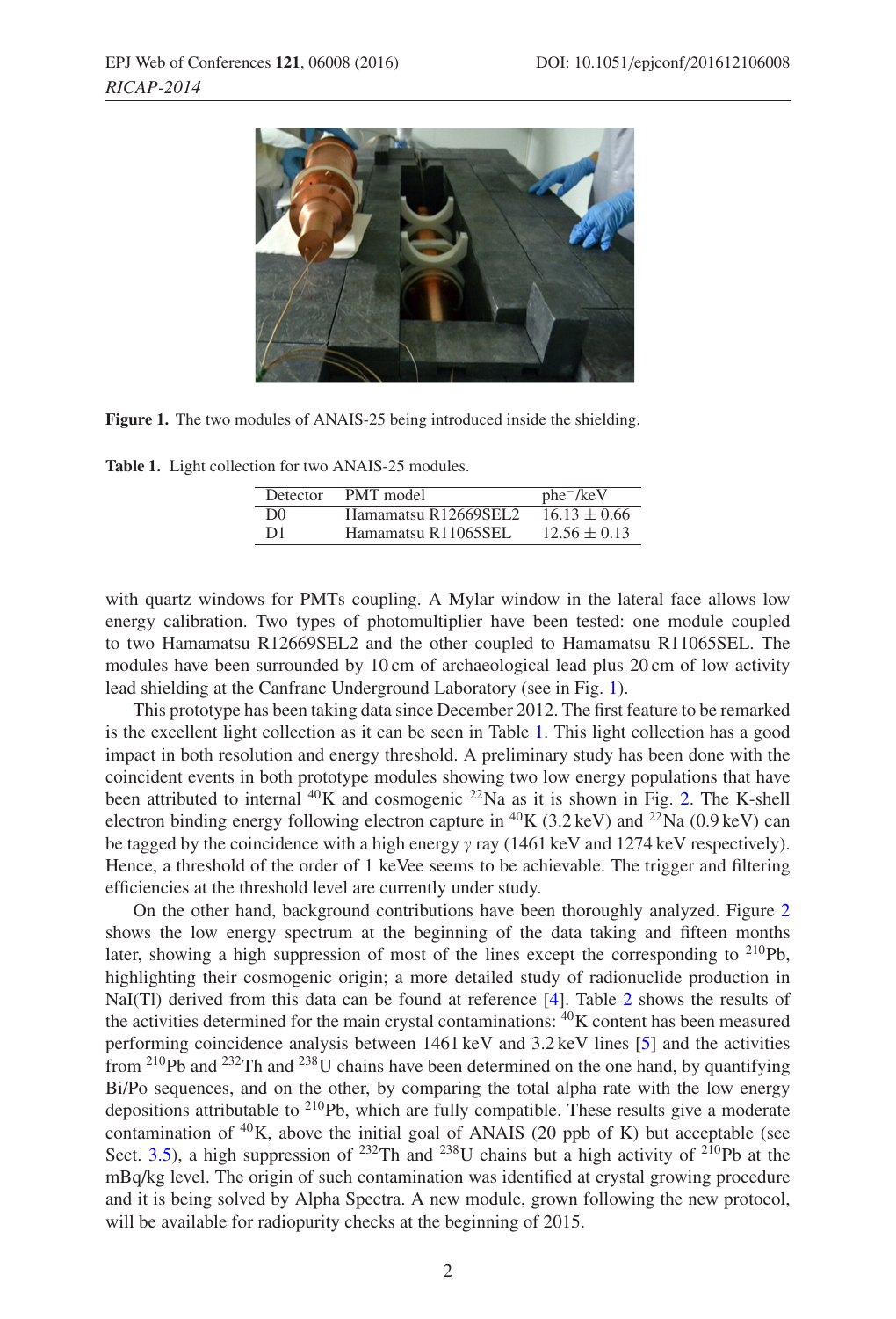**Figure 1.** The two modules of ANAIS-25 being introduced inside the shielding.

**Table 1.** Light collection for two ANAIS-25 modules.

| Detector | PMT model | $phe^-$/keV |
|---|---|---|
| D0 | Hamamatsu R12669SEL2 | $16.13 \pm 0.66$ |
| D1 | Hamamatsu R11065SEL | $12.56 \pm 0.13$ |

with quartz windows for PMTs coupling. A Mylar window in the lateral face allows low energy calibration. Two types of photomultiplier have been tested: one module coupled to two Hamamatsu R12669SEL2 and the other coupled to Hamamatsu R11065SEL. The modules have been surrounded by 10 cm of archaeological lead plus 20 cm of low activity lead shielding at the Canfranc Underground Laboratory (see in Fig. 1).

This prototype has been taking data since December 2012. The first feature to be remarked is the excellent light collection as it can be seen in Table 1. This light collection has a good impact in both resolution and energy threshold. A preliminary study has been done with the coincident events in both prototype modules showing two low energy populations that have been attributed to internal $^{40}$K and cosmogenic $^{22}$Na as it is shown in Fig. 2. The K-shell electron binding energy following electron capture in $^{40}$K (3.2 keV) and $^{22}$Na (0.9 keV) can be tagged by the coincidence with a high energy $\gamma$ ray (1461 keV and 1274 keV respectively). Hence, a threshold of the order of 1 keVee seems to be achievable. The trigger and filtering efficiencies at the threshold level are currently under study.

On the other hand, background contributions have been thoroughly analyzed. Figure 2 shows the low energy spectrum at the beginning of the data taking and fifteen months later, showing a high suppression of most of the lines except the corresponding to $^{210}$Pb, highlighting their cosmogenic origin; a more detailed study of radionuclide production in NaI(Tl) derived from this data can be found at reference [4]. Table 2 shows the results of the activities determined for the main crystal contaminations: $^{40}$K content has been measured performing coincidence analysis between 1461 keV and 3.2 keV lines [5] and the activities from $^{210}$Pb and $^{232}$Th and $^{238}$U chains have been determined on the one hand, by quantifying Bi/Po sequences, and on the other, by comparing the total alpha rate with the low energy depositions attributable to $^{210}$Pb, which are fully compatible. These results give a moderate contamination of $^{40}$K, above the initial goal of ANAIS (20 ppb of K) but acceptable (see Sect. 3.5), a high suppression of $^{232}$Th and $^{238}$U chains but a high activity of $^{210}$Pb at the mBq/kg level. The origin of such contamination was identified at crystal growing procedure and it is being solved by Alpha Spectra. A new module, grown following the new protocol, will be available for radiopurity checks at the beginning of 2015.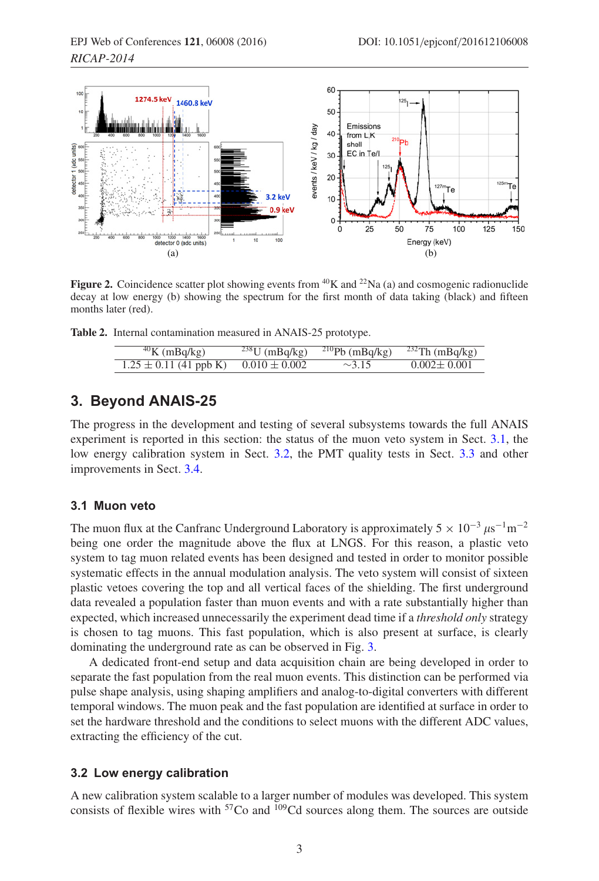Figure 2. Coincidence scatter plot showing events from $^{40}$K and $^{22}$Na (a) and cosmogenic radionuclide decay at low energy (b) showing the spectrum for the first month of data taking (black) and fifteen months later (red).

**Table 2.** Internal contamination measured in ANAIS-25 prototype.

| $^{40}$K (mBq/kg) | $^{238}$U (mBq/kg) | $^{210}$Pb (mBq/kg) | $^{232}$Th (mBq/kg) |
|---|---|---|---|
| $1.25 \pm 0.11$ (41 ppb K) | $0.010 \pm 0.002$ | ~3.15 | $0.002 \pm 0.001$ |

## 3. Beyond ANAIS-25

The progress in the development and testing of several subsystems towards the full ANAIS experiment is reported in this section: the status of the muon veto system in Sect. 3.1, the low energy calibration system in Sect. 3.2, the PMT quality tests in Sect. 3.3 and other improvements in Sect. 3.4.

### 3.1 Muon veto

The muon flux at the Canfranc Underground Laboratory is approximately $5 \times 10^{-3}\ \mu s^{-1} m^{-2}$ being one order the magnitude above the flux at LNGS. For this reason, a plastic veto system to tag muon related events has been designed and tested in order to monitor possible systematic effects in the annual modulation analysis. The veto system will consist of sixteen plastic vetoes covering the top and all vertical faces of the shielding. The first underground data revealed a population faster than muon events and with a rate substantially higher than expected, which increased unnecessarily the experiment dead time if a *threshold only* strategy is chosen to tag muons. This fast population, which is also present at surface, is clearly dominating the underground rate as can be observed in Fig. 3.

A dedicated front-end setup and data acquisition chain are being developed in order to separate the fast population from the real muon events. This distinction can be performed via pulse shape analysis, using shaping amplifiers and analog-to-digital converters with different temporal windows. The muon peak and the fast population are identified at surface in order to set the hardware threshold and the conditions to select muons with the different ADC values, extracting the efficiency of the cut.

### 3.2 Low energy calibration

A new calibration system scalable to a larger number of modules was developed. This system consists of flexible wires with $^{57}$Co and $^{109}$Cd sources along them. The sources are outside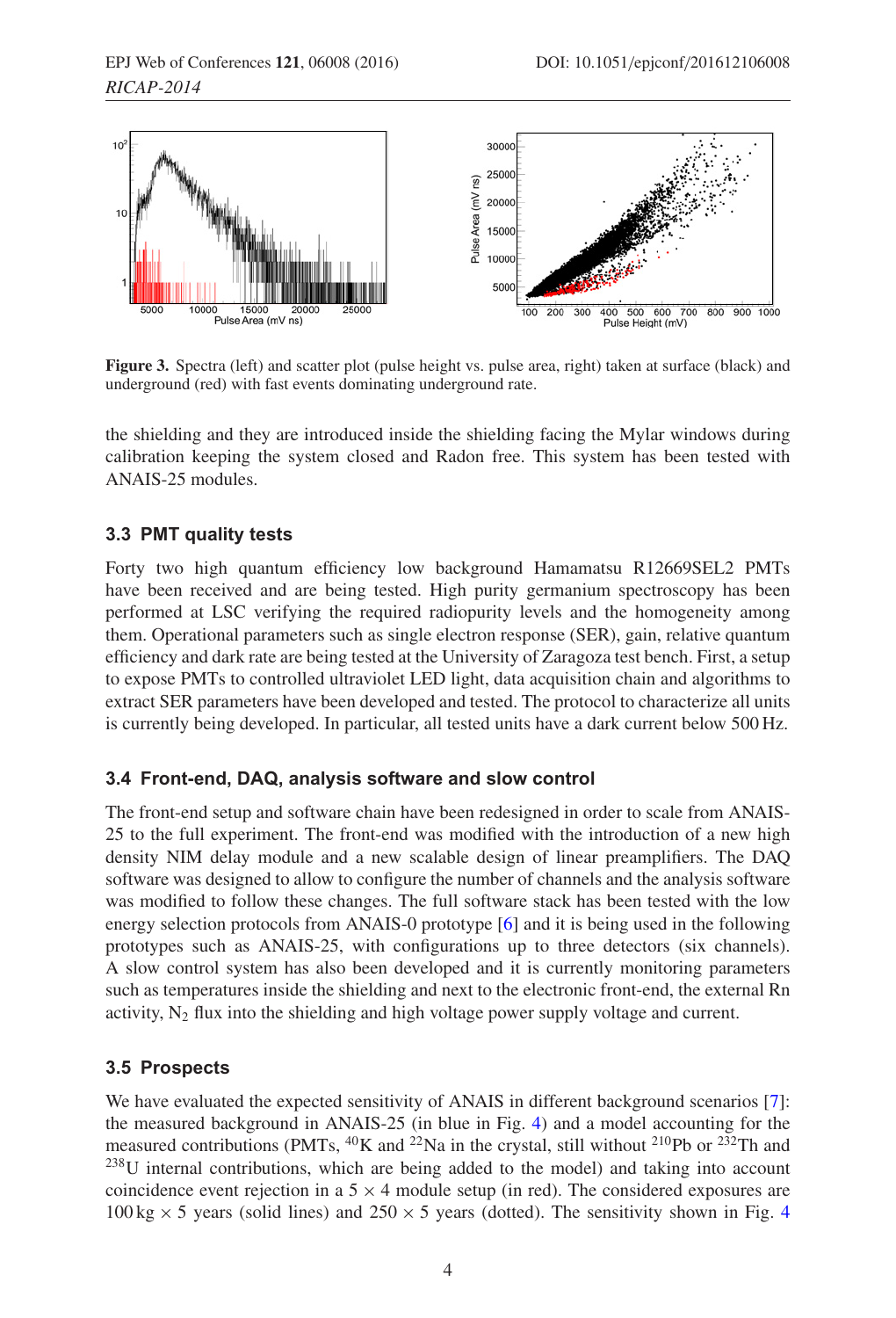**Figure 3.** Spectra (left) and scatter plot (pulse height vs. pulse area, right) taken at surface (black) and underground (red) with fast events dominating underground rate.

the shielding and they are introduced inside the shielding facing the Mylar windows during calibration keeping the system closed and Radon free. This system has been tested with ANAIS-25 modules.

### 3.3 PMT quality tests

Forty two high quantum efficiency low background Hamamatsu R12669SEL2 PMTs have been received and are being tested. High purity germanium spectroscopy has been performed at LSC verifying the required radiopurity levels and the homogeneity among them. Operational parameters such as single electron response (SER), gain, relative quantum efficiency and dark rate are being tested at the University of Zaragoza test bench. First, a setup to expose PMTs to controlled ultraviolet LED light, data acquisition chain and algorithms to extract SER parameters have been developed and tested. The protocol to characterize all units is currently being developed. In particular, all tested units have a dark current below 500 Hz.

### 3.4 Front-end, DAQ, analysis software and slow control

The front-end setup and software chain have been redesigned in order to scale from ANAIS-25 to the full experiment. The front-end was modified with the introduction of a new high density NIM delay module and a new scalable design of linear preamplifiers. The DAQ software was designed to allow to configure the number of channels and the analysis software was modified to follow these changes. The full software stack has been tested with the low energy selection protocols from ANAIS-0 prototype [6] and it is being used in the following prototypes such as ANAIS-25, with configurations up to three detectors (six channels). A slow control system has also been developed and it is currently monitoring parameters such as temperatures inside the shielding and next to the electronic front-end, the external Rn activity, $N_2$ flux into the shielding and high voltage power supply voltage and current.

### 3.5 Prospects

We have evaluated the expected sensitivity of ANAIS in different background scenarios [7]: the measured background in ANAIS-25 (in blue in Fig. 4) and a model accounting for the measured contributions (PMTs, $^{40}$K and $^{22}$Na in the crystal, still without $^{210}$Pb or $^{232}$Th and $^{238}$U internal contributions, which are being added to the model) and taking into account coincidence event rejection in a $5 \times 4$ module setup (in red). The considered exposures are 100 kg $\times$ 5 years (solid lines) and 250 $\times$ 5 years (dotted). The sensitivity shown in Fig. 4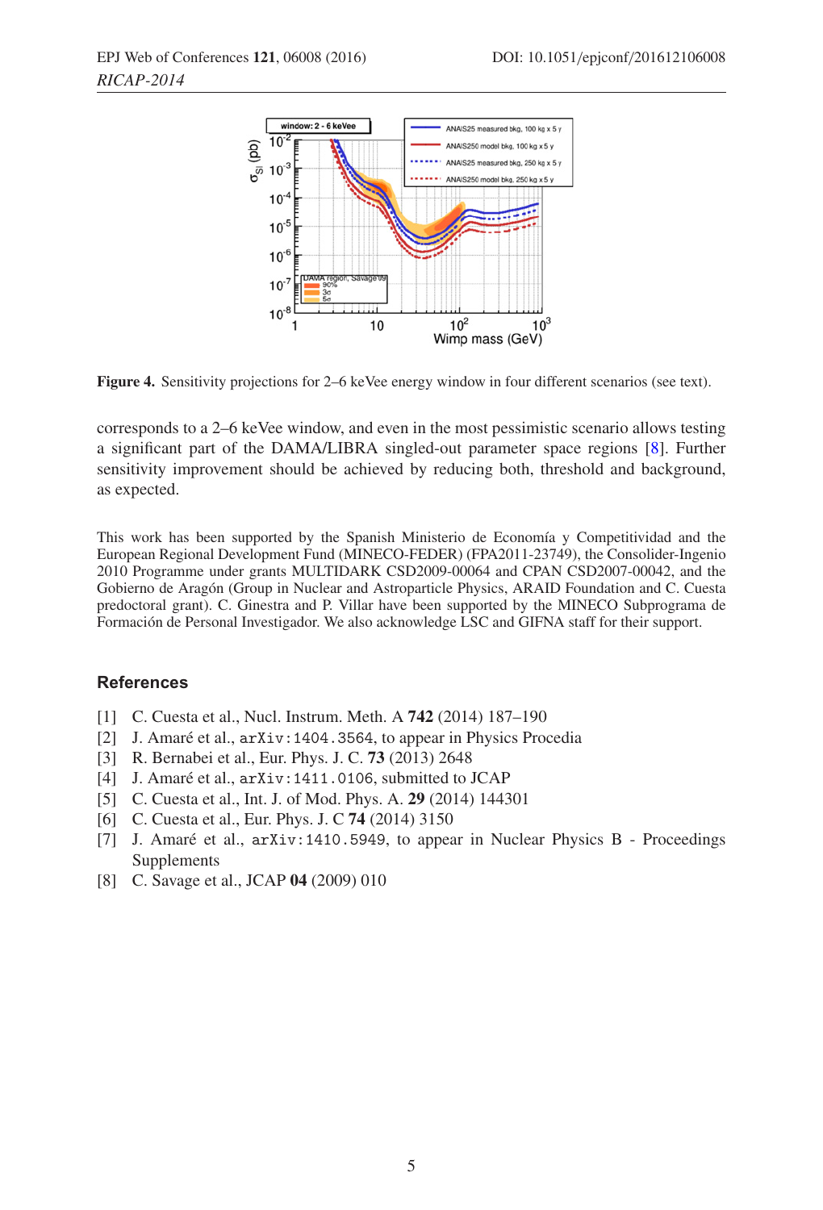window: 2 - 6 keVee

$\sigma_{SI}$ (pb)

$10^{-2}$
$10^{-3}$
$10^{-4}$
$10^{-5}$
$10^{-6}$
$10^{-7}$
$10^{-8}$

1
10
$10^{2}$
$10^{3}$

Wimp mass (GeV)

ANAIS25 measured bkg, 100 kg x 5 y
ANAIS250 model bkg, 100 kg x 5 y
ANAIS25 measured bkg, 250 kg x 5 y
ANAIS250 model bkg, 250 kg x 5 y

DAMA region, Savage'09
90%
3σ
5σ

**Figure 4.** Sensitivity projections for 2–6 keVee energy window in four different scenarios (see text).

corresponds to a 2–6 keVee window, and even in the most pessimistic scenario allows testing a significant part of the DAMA/LIBRA singled-out parameter space regions [8]. Further sensitivity improvement should be achieved by reducing both, threshold and background, as expected.

This work has been supported by the Spanish Ministerio de Economía y Competitividad and the European Regional Development Fund (MINECO-FEDER) (FPA2011-23749), the Consolider-Ingenio 2010 Programme under grants MULTIDARK CSD2009-00064 and CPAN CSD2007-00042, and the Gobierno de Aragón (Group in Nuclear and Astroparticle Physics, ARAID Foundation and C. Cuesta predoctoral grant). C. Ginestra and P. Villar have been supported by the MINECO Subprograma de Formación de Personal Investigador. We also acknowledge LSC and GIFNA staff for their support.

## References

[1] C. Cuesta et al., Nucl. Instrum. Meth. A **742** (2014) 187–190
[2] J. Amaré et al., arXiv:1404.3564, to appear in Physics Procedia
[3] R. Bernabei et al., Eur. Phys. J. C. **73** (2013) 2648
[4] J. Amaré et al., arXiv:1411.0106, submitted to JCAP
[5] C. Cuesta et al., Int. J. of Mod. Phys. A. **29** (2014) 144301
[6] C. Cuesta et al., Eur. Phys. J. C **74** (2014) 3150
[7] J. Amaré et al., arXiv:1410.5949, to appear in Nuclear Physics B - Proceedings Supplements
[8] C. Savage et al., JCAP **04** (2009) 010